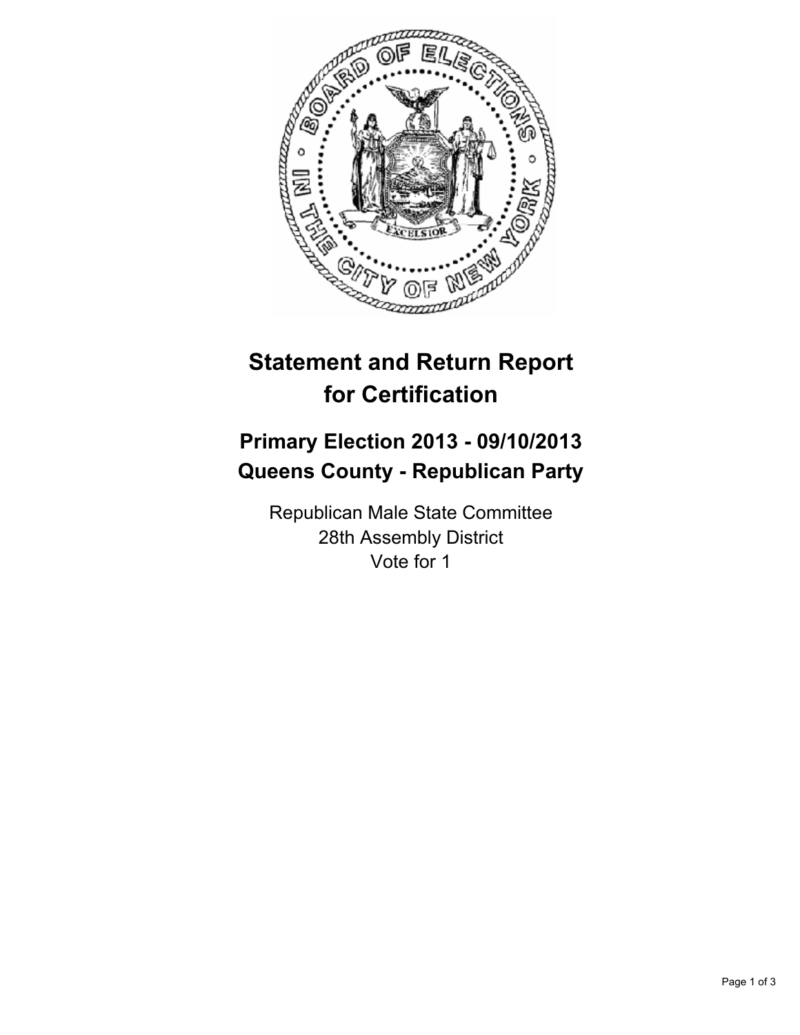# Statement and Return Report for Certification

## Primary Election 2013 - 09/10/2013
## Queens County - Republican Party

Republican Male State Committee
28th Assembly District
Vote for 1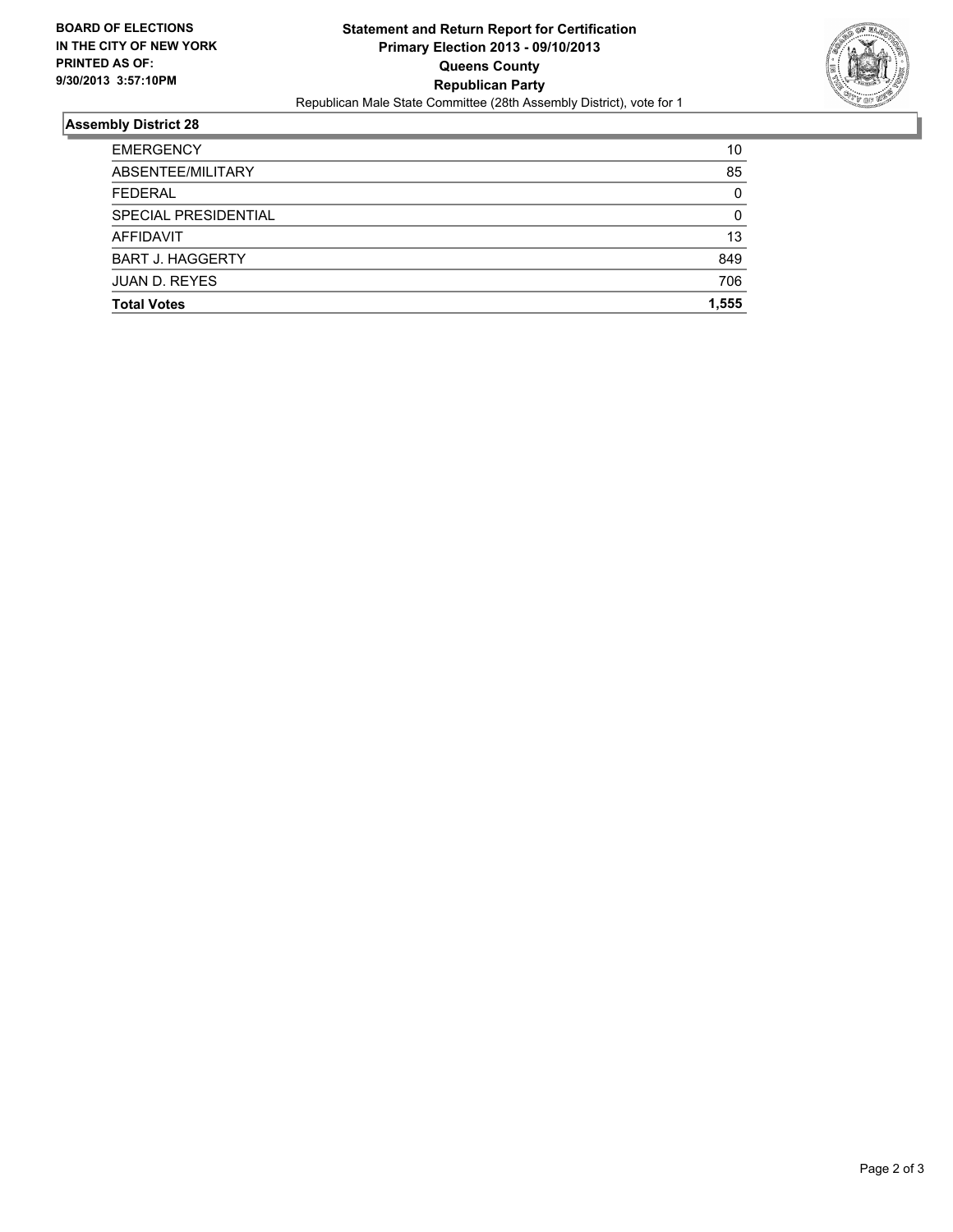**BOARD OF ELECTIONS IN THE CITY OF NEW YORK PRINTED AS OF: 9/30/2013 3:57:10PM**

# Statement and Return Report for Certification
## Primary Election 2013 - 09/10/2013
## Queens County
## Republican Party
Republican Male State Committee (28th Assembly District), vote for 1

### Assembly District 28

| | |
|---|---|
| EMERGENCY | 10 |
| ABSENTEE/MILITARY | 85 |
| FEDERAL | 0 |
| SPECIAL PRESIDENTIAL | 0 |
| AFFIDAVIT | 13 |
| BART J. HAGGERTY | 849 |
| JUAN D. REYES | 706 |
| **Total Votes** | **1,555** |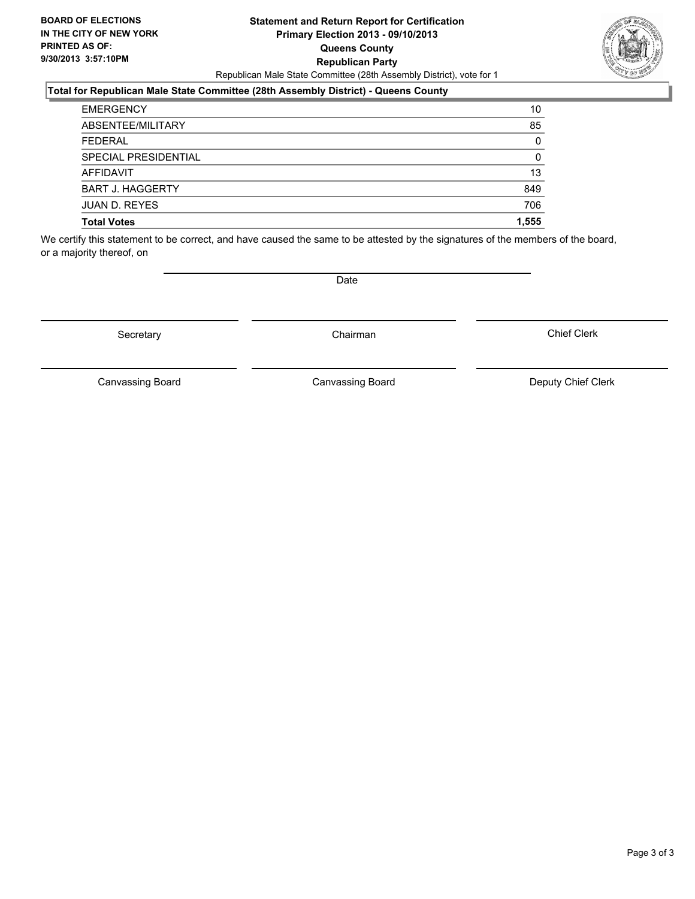BOARD OF ELECTIONS
IN THE CITY OF NEW YORK
PRINTED AS OF:
9/30/2013 3:57:10PM

**Statement and Return Report for Certification**
**Primary Election 2013 - 09/10/2013**
**Queens County**
**Republican Party**
Republican Male State Committee (28th Assembly District), vote for 1

**Total for Republican Male State Committee (28th Assembly District) - Queens County**

| | |
|---|---|
| EMERGENCY | 10 |
| ABSENTEE/MILITARY | 85 |
| FEDERAL | 0 |
| SPECIAL PRESIDENTIAL | 0 |
| AFFIDAVIT | 13 |
| BART J. HAGGERTY | 849 |
| JUAN D. REYES | 706 |
| **Total Votes** | **1,555** |

We certify this statement to be correct, and have caused the same to be attested by the signatures of the members of the board, or a majority thereof, on

Date

Secretary | Chairman | Chief Clerk

Canvassing Board | Canvassing Board | Deputy Chief Clerk